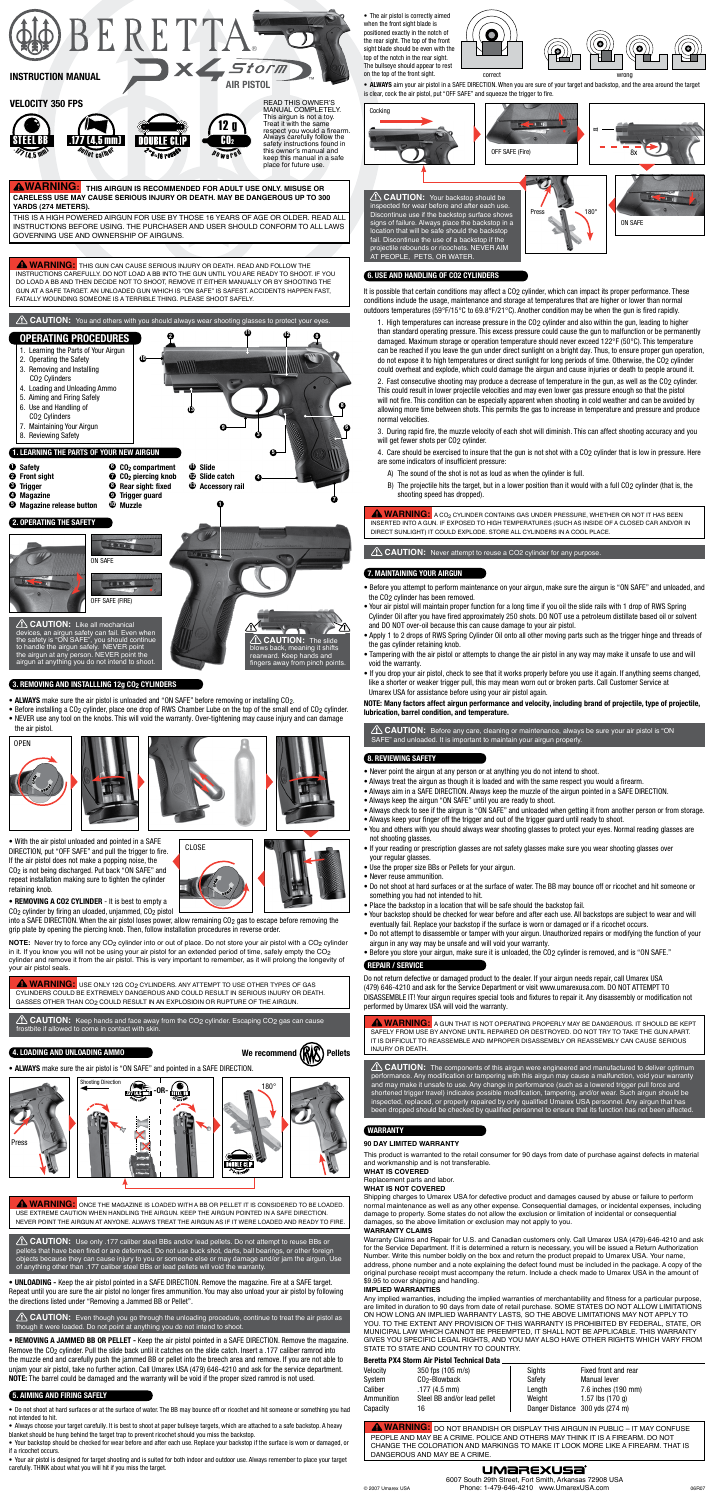# BERETTA Px4 Storm AIR PISTOL

## INSTRUCTION MANUAL

### VELOCITY 350 FPS

STEEL BB .177 (4.5 mm) — .177 (4.5 mm) pellet caliber — DOUBLE CLIP 2x16 rounds — 12 g $CO_2$ powered

READ THIS OWNER'S MANUAL COMPLETELY. This airgun is not a toy. Treat it with the same respect you would a firearm. Always carefully follow the safety instructions found in this owner's manual and keep this manual in a safe place for future use.

**⚠ WARNING: THIS AIRGUN IS RECOMMENDED FOR ADULT USE ONLY. MISUSE OR CARELESS USE MAY CAUSE SERIOUS INJURY OR DEATH. MAY BE DANGEROUS UP TO 300 YARDS (274 METERS).**

THIS IS A HIGH POWERED AIRGUN FOR USE BY THOSE 16 YEARS OF AGE OR OLDER. READ ALL INSTRUCTIONS BEFORE USING. THE PURCHASER AND USER SHOULD CONFORM TO ALL LAWS GOVERNING USE AND OWNERSHIP OF AIRGUNS.

**⚠ WARNING:** THIS GUN CAN CAUSE SERIOUS INJURY OR DEATH. READ AND FOLLOW THE INSTRUCTIONS CAREFULLY. DO NOT LOAD A BB INTO THE GUN UNTIL YOU ARE READY TO SHOOT. IF YOU DO LOAD A BB AND THEN DECIDE NOT TO SHOOT, REMOVE IT EITHER MANUALLY OR BY SHOOTING THE GUN AT A SAFE TARGET. AN UNLOADED GUN WHICH IS "ON SAFE" IS SAFEST. ACCIDENTS HAPPEN FAST. FATALLY WOUNDING SOMEONE IS A TERRIBLE THING. PLEASE SHOOT SAFELY.

**⚠ CAUTION:** You and others with you should always wear shooting glasses to protect your eyes.

## OPERATING PROCEDURES

1. Learning the Parts of Your Airgun
2. Operating the Safety
3. Removing and Installing $CO_2$ Cylinders
4. Loading and Unloading Ammo
5. Aiming and Firing Safely
6. Use and Handling of $CO_2$ Cylinders
7. Maintaining Your Airgun
8. Reviewing Safety

## 1. LEARNING THE PARTS OF YOUR NEW AIRGUN

1. Safety
2. Front sight
3. Trigger
4. Magazine
5. Magazine release button
6. $CO_2$ compartment
7. $CO_2$ piercing knob
8. Rear sight: fixed
9. Trigger guard
10. Muzzle
11. Slide
12. Slide catch
13. Accessory rail

## 2. OPERATING THE SAFETY

ON SAFE

OFF SAFE (FIRE)

**⚠ CAUTION:** Like all mechanical devices, an airgun safety can fail. Even when the safety is "ON SAFE", you should continue to handle the airgun safely. NEVER point the airgun at anyone. NEVER point the airgun at anything you do not intend to shoot.

**⚠ CAUTION:** The slide blows back, meaning it shifts rearward. Keep hands and fingers away from pinch points.

## 3. REMOVING AND INSTALLING 12g $CO_2$ CYLINDERS

- **ALWAYS** make sure the air pistol is unloaded and "ON SAFE" before removing or installing $CO_2$.
- Before installing a $CO_2$ cylinder, place one drop of RWS Chamber Lube on the top of the small end of $CO_2$ cylinder.
- NEVER use any tool on the knobs. This will void the warranty. Over-tightening may cause injury and can damage the air pistol.

OPEN

CLOSE

- With the air pistol unloaded and pointed in a SAFE DIRECTION, put "OFF SAFE" and pull the trigger to fire. If the air pistol does not make a popping noise, the $CO_2$ is not being discharged. Put back "ON SAFE" and repeat installation making sure to tighten the cylinder retaining knob.
- **REMOVING A $CO_2$ CYLINDER** - It is best to empty a $CO_2$ cylinder by firing an unloaded, unjammed, $CO_2$ pistol into a SAFE DIRECTION. When the air pistol loses power, allow remaining $CO_2$ gas to escape before removing the grip plate by opening the piercing knob. Then, follow installation procedures in reverse order.

**NOTE:** Never try to force any $CO_2$ cylinder into or out of place. Do not store your air pistol with a $CO_2$ cylinder in it. If you know you will not be using your air pistol for an extended period of time, safely empty the $CO_2$ cylinder and remove it from the air pistol. This is very important to remember, as it will prolong the longevity of your air pistol seals.

**⚠ WARNING:** USE ONLY 12G $CO_2$ CYLINDERS. ANY ATTEMPT TO USE OTHER TYPES OF GAS CYLINDERS COULD BE EXTREMELY DANGEROUS AND COULD RESULT IN SERIOUS INJURY OR DEATH. GASSES OTHER THAN $CO_2$ COULD RESULT IN AN EXPLOSION OR RUPTURE OF THE AIRGUN.

**⚠ CAUTION:** Keep hands and face away from the $CO_2$ cylinder. Escaping $CO_2$ gas can cause frostbite if allowed to come in contact with skin.

## 4. LOADING AND UNLOADING AMMO

We recommend RWS Pellets

- **ALWAYS** make sure the air pistol is "ON SAFE" and pointed in a SAFE DIRECTION.

Press — Shooting Direction — OR — 180°

**⚠ WARNING:** ONCE THE MAGAZINE IS LOADED WITH A BB OR PELLET IT IS CONSIDERED TO BE LOADED. USE EXTREME CAUTION WHEN HANDLING THE AIRGUN. KEEP THE AIRGUN POINTED IN A SAFE DIRECTION. NEVER POINT THE AIRGUN AT ANYONE. ALWAYS TREAT THE AIRGUN AS IF IT WERE LOADED AND READY TO FIRE.

**⚠ CAUTION:** Use only .177 caliber steel BBs and/or lead pellets. Do not attempt to reuse BBs or pellets that have been fired or are deformed. Do not use buck shot, darts, ball bearings, or other foreign objects because they can cause injury to you or someone else or may damage and/or jam the airgun. Use of anything other than .177 caliber steel BBs or lead pellets will void the warranty.

- **UNLOADING -** Keep the air pistol pointed in a SAFE DIRECTION. Remove the magazine. Fire at a SAFE target. Repeat until you are sure the air pistol no longer fires ammunition. You may also unload your air pistol by following the directions listed under "Removing a Jammed BB or Pellet".

**⚠ CAUTION:** Even though you go through the unloading procedure, continue to treat the air pistol as though it were loaded. Do not point at anything you do not intend to shoot.

- **REMOVING A JAMMED BB OR PELLET -** Keep the air pistol pointed in a SAFE DIRECTION. Remove the magazine. Remove the $CO_2$ cylinder. Pull the slide back until it catches on the slide catch. Insert a .177 caliber ramrod into the muzzle end and carefully push the jammed BB or pellet into the breech area and remove. If you are not able to unjam your air pistol, take no further action. Call Umarex USA (479) 646-4210 and ask for the service department. **NOTE:** The barrel could be damaged and the warranty will be void if the proper sized ramrod is not used.

## 5. AIMING AND FIRING SAFELY

- Do not shoot at hard surfaces or at the surface of water. The BB may bounce off or ricochet and hit someone or something you had not intended to hit.
- Always choose your target carefully. It is best to shoot at paper bullseye targets, which are attached to a safe backstop. A heavy blanket should be hung behind the target trap to prevent ricochet should you miss the backstop.
- Your backstop should be checked for wear before and after each use. Replace your backstop if the surface is worn or damaged, or if a ricochet occurs.
- Your air pistol is designed for target shooting and is suited for both indoor and outdoor use. Always remember to place your target carefully. THINK about what you will hit if you miss the target.
- The air pistol is correctly aimed when the front sight blade is positioned exactly in the notch of the rear sight. The top of the front sight blade should be even with the top of the notch in the rear sight. The bullseye should appear to rest on the top of the front sight.

correct — wrong

- **ALWAYS** aim your air pistol in a SAFE DIRECTION. When you are sure of your target and backstop, and the area around the target is clear, cock the air pistol, put "OFF SAFE" and squeeze the trigger to fire.

Cocking — OFF SAFE (Fire) — 8x — Press — 180° — ON SAFE

**⚠ CAUTION:** Your backstop should be inspected for wear before and after each use. Discontinue use if the backstop surface shows signs of failure. Always place the backstop in a location that will be safe should the backstop fail. Discontinue the use of a backstop if the projectile rebounds or ricochets. NEVER AIM AT PEOPLE, PETS, OR WATER.

## 6. USE AND HANDLING OF $CO_2$ CYLINDERS

It is possible that certain conditions may affect a $CO_2$ cylinder, which can impact its proper performance. These conditions include the usage, maintenance and storage at temperatures that are higher or lower than normal outdoors temperatures (59°F/15°C to 69.8°F/21°C). Another condition may be when the gun is fired rapidly.

1. High temperatures can increase pressure in the $CO_2$ cylinder and also within the gun, leading to higher than designed operating pressure. This excess pressure could cause the gun to malfunction or be permanently damaged. Maximum storage or operation temperature should never exceed 122°F (50°C). This temperature can be reached if you leave the gun under direct sunlight on a bright day. Thus, to ensure proper gun operation, do not expose it to high temperatures or direct sunlight for long periods of time. Otherwise, the $CO_2$ cylinder could overheat and explode, which could damage the airgun and cause injuries or death to people around it.

2. Fast consecutive shooting may produce a decrease of temperature in the gun, as well as the $CO_2$ cylinder. This could result in lower projectile velocities and may even lower gas pressure enough so that the pistol will not fire. This condition can be especially apparent when shooting in cold weather and can be avoided by allowing more time between shots. This permits the gas to increase in temperature and pressure and produce normal velocities.

3. During rapid fire, the muzzle velocity of each shot will diminish. This can affect shooting accuracy and you will get fewer shots per $CO_2$ cylinder.

4. Care should be exercised to insure that the gun is not shot with a $CO_2$ cylinder that is low in pressure. Here are some indicators of insufficient pressure:

   A) The sound of the shot is not as loud as when the cylinder is full.

   B) The projectile hits the target, but in a lower position than it would with a full $CO_2$ cylinder (that is, the shooting speed has dropped).

**⚠ WARNING:** A $CO_2$ CYLINDER CONTAINS GAS UNDER PRESSURE, WHETHER OR NOT IT HAS BEEN INSERTED INTO A GUN. IF EXPOSED TO HIGH TEMPERATURES (SUCH AS INSIDE OF A CLOSED CAR AND/OR IN DIRECT SUNLIGHT) IT COULD EXPLODE. STORE ALL CYLINDERS IN A COOL PLACE.

**⚠ CAUTION:** Never attempt to reuse a $CO_2$ cylinder for any purpose.

## 7. MAINTAINING YOUR AIRGUN

- Before you attempt to perform maintenance on your airgun, make sure the airgun is "ON SAFE" and unloaded, and the $CO_2$ cylinder has been removed.
- Your air pistol will maintain proper function for a long time if you oil the slide rails with 1 drop of RWS Spring Cylinder Oil after you have fired approximately 250 shots. DO NOT use a petroleum distillate based oil or solvent and DO NOT over oil because this can cause damage to your air pistol.
- Apply 1 to 2 drops of RWS Spring Cylinder Oil onto all other moving parts such as the trigger hinge and threads of the gas cylinder retaining knob.
- Tampering with the air pistol or attempts to change the air pistol in any way may make it unsafe to use and will void the warranty.
- If you drop your air pistol, check to see that it works properly before you use it again. If anything seems changed, like a shorter or weaker trigger pull, this may mean worn out or broken parts. Call Customer Service at Umarex USA for assistance before using your air pistol again.

**NOTE: Many factors affect airgun performance and velocity, including brand of projectile, type of projectile, lubrication, barrel condition, and temperature.**

**⚠ CAUTION:** Before any care, cleaning or maintenance, always be sure your air pistol is "ON SAFE" and unloaded. It is important to maintain your airgun properly.

## 8. REVIEWING SAFETY

- Never point the airgun at any person or at anything you do not intend to shoot.
- Always treat the airgun as though it is loaded and with the same respect you would a firearm.
- Always aim in a SAFE DIRECTION. Always keep the muzzle of the airgun pointed in a SAFE DIRECTION.
- Always keep the airgun "ON SAFE" until you are ready to shoot.
- Always check to see if the airgun is "ON SAFE" and unloaded when getting it from another person or from storage.
- Always keep your finger off the trigger and out of the trigger guard until ready to shoot.
- You and others with you should always wear shooting glasses to protect your eyes. Normal reading glasses are not shooting glasses.
- If your reading or prescription glasses are not safety glasses make sure you wear shooting glasses over your regular glasses.
- Use the proper size BBs or Pellets for your airgun.
- Never reuse ammunition.
- Do not shoot at hard surfaces or at the surface of water. The BB may bounce off or ricochet and hit someone or something you had not intended to hit.
- Place the backstop in a location that will be safe should the backstop fail.
- Your backstop should be checked for wear before and after each use. All backstops are subject to wear and will eventually fail. Replace your backstop if the surface is worn or damaged or if a ricochet occurs.
- Do not attempt to disassemble or tamper with your airgun. Unauthorized repairs or modifying the function of your airgun in any way may be unsafe and will void your warranty.
- Before you store your airgun, make sure it is unloaded, the $CO_2$ cylinder is removed, and is "ON SAFE."

## REPAIR / SERVICE

Do not return defective or damaged product to the dealer. If your airgun needs repair, call Umarex USA (479) 646-4210 and ask for the Service Department or visit www.umarexusa.com. DO NOT ATTEMPT TO DISASSEMBLE IT! Your airgun requires special tools and fixtures to repair it. Any disassembly or modification not performed by Umarex USA will void the warranty.

**⚠ WARNING:** A GUN THAT IS NOT OPERATING PROPERLY MAY BE DANGEROUS. IT SHOULD BE KEPT SAFELY FROM USE BY ANYONE UNTIL REPAIRED OR DESTROYED. DO NOT TRY TO TAKE THE GUN APART. IT IS DIFFICULT TO REASSEMBLE AND IMPROPER DISASSEMBLY OR REASSEMBLY CAN CAUSE SERIOUS INJURY OR DEATH.

**⚠ CAUTION:** The components of this airgun were engineered and manufactured to deliver optimum performance. Any modification or tampering with this airgun may cause a malfunction, void your warranty and may make it unsafe to use. Any change in performance (such as a lowered trigger pull force and shortened trigger travel) indicates possible modification, tampering, and/or wear. Such airgun should be inspected, replaced, or properly repaired by only qualified Umarex USA personnel. Any airgun that has been dropped should be checked by qualified personnel to ensure that its function has not been affected.

## WARRANTY

### 90 DAY LIMITED WARRANTY

This product is warranted to the retail consumer for 90 days from date of purchase against defects in material and workmanship and is not transferable.

**WHAT IS COVERED**

Replacement parts and labor.

**WHAT IS NOT COVERED**

Shipping charges to Umarex USA for defective product and damages caused by abuse or failure to perform normal maintenance as well as any other expense. Consequential damages, or incidental expenses, including damage to property. Some states do not allow the exclusion or limitation of incidental or consequential damages, so the above limitation or exclusion may not apply to you.

**WARRANTY CLAIMS**

Warranty Claims and Repair for U.S. and Canadian customers only. Call Umarex USA (479)-646-4210 and ask for the Service Department. If it is determined a return is necessary, you will be issued a Return Authorization Number. Write this number boldly on the box and return the product prepaid to Umarex USA. Your name, address, phone number and a note explaining the defect found must be included in the package. A copy of the original purchase receipt must accompany the return. Include a check made to Umarex USA in the amount of $9.95 to cover shipping and handling.

**IMPLIED WARRANTIES**

Any implied warranties, including the implied warranties of merchantability and fitness for a particular purpose, are limited in duration to 90 days from date of retail purchase. SOME STATES DO NOT ALLOW LIMITATIONS ON HOW LONG AN IMPLIED WARRANTY LASTS, SO THE ABOVE LIMITATIONS MAY NOT APPLY TO YOU. TO THE EXTENT ANY PROVISION OF THIS WARRANTY IS PROHIBITED BY FEDERAL, STATE, OR MUNICIPAL LAW WHICH CANNOT BE PREEMPTED, IT SHALL NOT BE APPLICABLE. THIS WARRANTY GIVES YOU SPECIFIC LEGAL RIGHTS, AND YOU MAY ALSO HAVE OTHER RIGHTS WHICH VARY FROM STATE TO STATE AND COUNTRY TO COUNTRY.

### Beretta PX4 Storm Air Pistol Data

| | | | |
|---|---|---|---|
| Velocity | 350 fps (105 m/s) | Sights | Fixed front and rear |
| System | $CO_2$-Blowback | Safety | Manual lever |
| Caliber | .177 (4.5 mm) | Length | 7.6 inches (190 mm) |
| Ammunition | Steel BB and/or lead pellet | Weight | 1.57 lbs (170 g) |
| Capacity | 16 | Danger Distance | 300 yds (274 m) |

**⚠ WARNING:** DO NOT BRANDISH OR DISPLAY THIS AIRGUN IN PUBLIC – IT MAY CONFUSE PEOPLE AND MAY BE A CRIME. POLICE AND OTHERS MAY THINK IT IS A FIREARM. DO NOT CHANGE THE COLORATION AND MARKINGS TO MAKE IT LOOK MORE LIKE A FIREARM. THAT IS DANGEROUS AND MAY BE A CRIME.

UMAREXUSA
6007 South 29th Street, Fort Smith, Arkansas 72908 USA
Phone: 1-479-646-4210 www.UmarexUSA.com

© 2007 Umarex USA — 06R07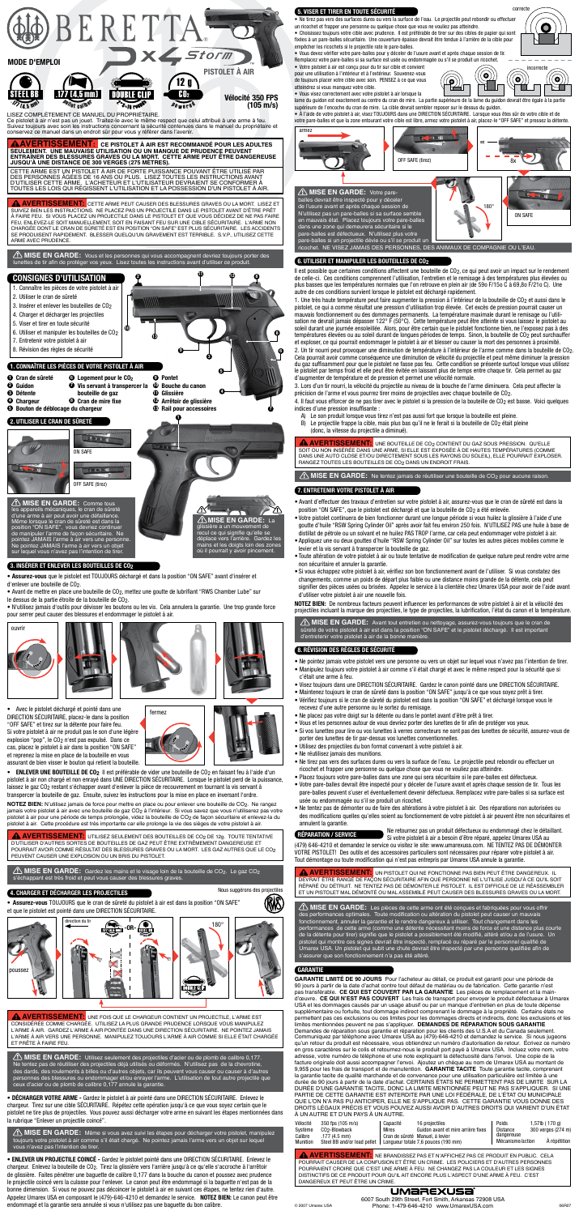# BERETTA Px4 Storm

## MODE D'EMPLOI

**PISTOLET À AIR**

STEEL BB .177 (4,5 mm) · .177 (4,5 mm) pellet pistol · DOUBLE CLIP 2×8 = 16 round · 12 g $CO_2$ powered

**Vélocité 350 FPS (105 m/s)**

LISEZ COMPLÈTEMENT CE MANUEL DU PROPRIÉTAIRE.
Ce pistolet à air n'est pas un jouet. Traitez-le avec le même respect que celui attribué à une arme à feu. Suivez toujours avec soin les instructions concernant la sécurité contenues dans le manuel du propriétaire et conservez ce manuel dans un endroit sûr pour vous y référer dans l'avenir.

⚠ **AVERTISSEMENT: CE PISTOLET À AIR EST RECOMMANDÉ POUR LES ADULTES SEULEMENT. UNE MAUVAISE UTILISATION OU UN MANQUE DE PRUDENCE PEUVENT ENTRAÎNER DES BLESSURES GRAVES OU LA MORT. CETTE ARME PEUT ÊTRE DANGEREUSE JUSQU'À UNE DISTANCE DE 300 VERGES (275 MÈTRES).**

CETTE ARME EST UN PISTOLET À AIR DE FORTE PUISSANCE POUVANT ÊTRE UTILISÉ PAR DES PERSONNES ÂGÉES DE 16 ANS OU PLUS. LISEZ TOUTES LES INSTRUCTIONS AVANT D'UTILISER CETTE ARME. L'ACHETEUR ET L'UTILISATEUR DEVRAIENT SE CONFORMER À TOUTES LES LOIS QUI RÉGISSENT L'UTILISATION ET LA POSSESSION D'UN PISTOLET À AIR.

⚠ **AVERTISSEMENT:** CETTE ARME PEUT CAUSER DES BLESSURES GRAVES OU LA MORT. LISEZ ET SUIVEZ BIEN LES INSTRUCTIONS. NE PLACEZ PAS UN PROJECTILE DANS LE PISTOLET AVANT D'ÊTRE PRÊT À FAIRE FEU. SI VOUS PLACEZ UN PROJECTILE DANS LE PISTOLET ET QUE VOUS DÉCIDEZ DE NE PAS FAIRE FEU, ENLEVEZ-LE SOIT MANUELLEMENT, SOIT EN FAISANT FEU SUR UNE CIBLE SÉCURITAIRE. L'ARME NON CHARGÉE DOIT LE CRAN DE SÛRETÉ EST EN POSITION "ON SAFE" EST PLUS SÉCURITAIRE. LES ACCIDENTS SE PRODUISENT FRÉQUEMMENT. BLESSER QUELQU'UN GRAVEMENT EST TERRIBLE. S.V.P., UTILISEZ CETTE ARME AVEC PRUDENCE.

⚠ **MISE EN GARDE:** Vous et les personnes qui vous accompagnent devriez toujours porter des lunettes de tir afin de protéger vos yeux. Lisez toutes les instructions avant d'utiliser ce produit.

## CONSIGNES D'UTILISATION

1. Connaître les pièces de votre pistolet à air
2. Utiliser le cran de sûreté
3. Insérer et enlever les bouteilles de $CO_2$
4. Charger et décharger les projectiles
5. Viser et tirer en toute sécurité
6. Utiliser et manipuler les bouteilles de $CO_2$
7. Entretenir votre pistolet à air
8. Révision des règles de sécurité

## 1. CONNAÎTRE LES PIÈCES DE VOTRE PISTOLET À AIR

1. Cran de sûreté
2. Guidon
3. Détente
4. Chargeur
5. Bouton de déblocage du chargeur
6. Logement pour le $CO_2$
7. Vis servant à transpercer la bouteille de gaz
8. Cran de mire fixe
9. Pontet
10. Bouche du canon
11. Glissière
12. Arrêtoir de glissière
13. Rail pour accessoires

## 2. UTILISER LE CRAN DE SÛRETÉ

ON SAFE

OFF SAFE (tirez)

⚠ **MISE EN GARDE:** Comme tous les appareils mécaniques, le cran de sûreté d'une arme à air peut avoir une défaillance. Même lorsque le cran de sûreté est dans la position "ON SAFE", vous devriez continuer de manipuler l'arme de façon sécuritaire. Ne pointez JAMAIS l'arme à air vers une personne. Ne pointez JAMAIS l'arme à air vers un objet sur lequel vous n'avez pas l'intention de tirer.

⚠ **MISE EN GARDE:** La glissière a un mouvement de recul ce qui signifie qu'elle se déplace vers l'arrière. Gardez les mains et les doigts loin des zones où il pourrait y avoir pincement.

## 3. INSÉRER ET ENLEVER LES BOUTEILLES DE $CO_2$

- **Assurez-vous** que le pistolet est TOUJOURS déchargé et dans la position "ON SAFE" avant d'insérer et d'enlever une bouteille de $CO_2$.
- Avant de mettre en place une bouteille de $CO_2$, mettez une goutte de lubrifiant "RWS Chamber Lube" sur le dessus de la partie étroite de la bouteille de $CO_2$.
- N'utilisez jamais d'outils pour dévisser les boutons ou les vis. Cela annulera la garantie. Une trop grande force pour serrer peut causer des blessures et endommager le pistolet à air.

ouvrir

fermez

- Avec le pistolet déchargé et pointé dans une DIRECTION SÉCURITAIRE, placez-le dans la position "OFF SAFE" et tirez sur la détente pour faire feu. Si votre pistolet à air ne produit pas le son d'une légère explosion "pop", le $CO_2$ n'est pas expulsé. Dans ce cas, placez le pistolet à air dans la position "ON SAFE" et reprenez la mise en place de la bouteille en vous assurant de bien visser le bouton qui retient la bouteille.

- **ENLEVER UNE BOUTEILLE DE $CO_2$**: Il est préférable de vider une bouteille de $CO_2$ en faisant feu à l'aide d'un pistolet à air non chargé et en visant une DIRECTION SÉCURITAIRE. Lorsque le pistolet perd de la puissance, laissez le gaz $CO_2$ restant s'échapper avant d'enlever la pièce de recouvrement en tournant la vis servant à transpercer la bouteille de gaz. Ensuite, suivez les instructions pour la mise en place en inversant l'ordre.

**NOTEZ BIEN:** N'utilisez jamais de force pour mettre en place ou pour enlever une bouteille de $CO_2$. Ne rangez jamais votre pistolet à air avec une bouteille de gaz $CO_2$ à l'intérieur. Si vous savez que vous n'utiliserez pas votre pistolet à air pour une période de temps prolongée, videz la bouteille de $CO_2$ de façon sécuritaire et enlevez-la du pistolet à air. Cette procédure est très importante car elle prolonge la vie des sièges de votre pistolet à air.

⚠ **AVERTISSEMENT:** UTILISEZ SEULEMENT DES BOUTEILLES DE $CO_2$ DE 12g. TOUTE TENTATIVE D'UTILISER D'AUTRES SORTES DE BOUTEILLES DE GAZ PEUT ÊTRE EXTRÊMEMENT DANGEREUSE ET POURRAIT AVOIR COMME RÉSULTAT DES BLESSURES GRAVES OU LA MORT. LES GAZ AUTRES QUE LE $CO_2$ PEUVENT CAUSER UNE EXPLOSION OU UN BRIS DU PISTOLET.

⚠ **MISE EN GARDE:** Gardez les mains et le visage loin de la bouteille de $CO_2$. Le gaz $CO_2$ s'échappant est très froid et peut vous causer des blessures graves.

## 4. CHARGER ET DÉCHARGER LES PROJECTILES

Nous suggérons des projectiles RWS

- **Assurez-vous** TOUJOURS que le cran de sûreté du pistolet à air est dans la position "ON SAFE" et que le pistolet est pointé dans une DIRECTION SÉCURITAIRE.

direction du tir · -OR- · 180° · poussez

⚠ **AVERTISSEMENT:** UNE FOIS QUE LE CHARGEUR CONTIENT UN PROJECTILE, L'ARME EST CONSIDÉRÉE COMME CHARGÉE. UTILISEZ LA PLUS GRANDE PRUDENCE LORSQUE VOUS MANIPULEZ L'ARME À AIR. GARDEZ L'ARME À AIR POINTÉE DANS UNE DIRECTION SÉCURITAIRE. NE POINTEZ JAMAIS L'ARME À AIR VERS UNE PERSONNE. MANIPULEZ TOUJOURS L'ARME À AIR COMME SI ELLE ÉTAIT CHARGÉE ET PRÊTE À FAIRE FEU.

⚠ **MISE EN GARDE:** Utilisez seulement des projectiles d'acier ou de plomb de calibre 0,177. Ne tentez pas de réutiliser des projectiles déjà utilisés ou déformés. N'utilisez pas de la chevrotine, des dards, des roulements à billes ou d'autres objets, car ils peuvent vous causer ou causer à d'autres personnes des blessures ou endommager et/ou enrayer l'arme. L'utilisation de tout autre projectile que ceux d'acier ou de plomb de calibre 0,177 annule la garantie.

- **DÉCHARGER VOTRE ARME** - Gardez le pistolet à air pointé dans une DIRECTION SÉCURITAIRE. Enlevez le chargeur. Tirez sur une cible SÉCURITAIRE. Répétez cette opération jusqu'à ce que vous soyez certain que le pistolet ne tire plus de projectiles. Vous pouvez aussi décharger votre arme en suivant les étapes mentionnées dans la rubrique "Enlever un projectile coincé".

⚠ **MISE EN GARDE:** Même si vous avez suivi les étapes pour décharger votre pistolet, manipulez toujours votre pistolet à air comme s'il était chargé. Ne pointez jamais l'arme vers un objet sur lequel vous n'avez pas l'intention de tirer.

- **ENLEVER UN PROJECTILE COINCÉ** - Gardez le pistolet pointé dans une DIRECTION SÉCURITAIRE. Enlevez le chargeur. Enlevez la bouteille de $CO_2$. Tirez la glissière vers l'arrière jusqu'à ce qu'elle s'accroche à l'arrêtoir de glissière. Faites pénétrer une baguette de calibre 0,177 dans la bouche du canon et poussez avec prudence le projectile coincé vers la culasse pour l'enlever. Le canon peut être endommagé si la baguette n'est pas de la bonne dimension. Si vous ne pouvez pas décoincer le pistolet à air en suivant ces étapes, ne tentez rien d'autre. Appelez Umarex USA en composant le (479)-646-4210 et demandez le service. **NOTEZ BIEN:** Le canon peut être endommagé et la garantie sera annulée si vous n'utilisez pas une baguette du bon calibre.

## 5. VISER ET TIRER EN TOUTE SÉCURITÉ

correcte

incorrecte

- Ne tirez pas vers des surfaces dures ou vers la surface de l'eau. Le projectile peut rebondir ou effectuer un ricochet et frapper une personne ou quelque chose que vous ne voulez pas atteindre.
- Choisissez toujours votre cible avec prudence. Il est préférable de tirer sur des cibles de papier qui sont fixées à un pare-balles sécuritaire. Une couverture épaisse devrait être tendue à l'arrière de la cible pour empêcher les ricochets si le projectile rate le pare-balles.
- Vous devez vérifier votre pare-balles pour y déceler de l'usure avant et après chaque session de tir. Remplacez votre pare-balles si sa surface est usée ou endommagée ou s'il se produit un ricochet.
- Votre pistolet à air est conçu pour du tir sur cible et convient pour une utilisation à l'intérieur et à l'extérieur. Souvenez-vous de toujours placer votre cible avec soin. PENSEZ à ce que vous atteindrez si vous manquez votre cible.
- Vous visez correctement avec votre pistolet à air lorsque la lame du guidon est exactement au centre du cran de mire. La partie supérieure de la lame du guidon devrait être égale à la partie supérieure de l'encoche du cran de mire. La cible devrait sembler reposer sur le dessus du guidon.
- À l'aide de votre pistolet à air, visez TOUJOURS dans une DIRECTION SÉCURITAIRE. Lorsque vous êtes sûr de votre cible et de votre pare-balles et que la zone entourant votre cible est libre, armez votre pistolet à air, placez-le "OFF SAFE" et pressez la détente.

armez · OFF SAFE (tirez) · 8x · 180° · ON SAFE

⚠ **MISE EN GARDE:** Votre pare-balles devrait être inspecté pour y déceler de l'usure avant et après chaque session de tir. N'utilisez pas un pare-balles si sa surface semble en mauvais état. Placez toujours votre pare-balles dans une zone qui demeurera sécuritaire si le pare-balles est défectueux. N'utilisez plus votre pare-balles si un projectile dévie ou s'il se produit un ricochet. NE VISEZ JAMAIS DES PERSONNES, DES ANIMAUX DE COMPAGNIE OU L'EAU.

## 6. UTILISER ET MANIPULER LES BOUTEILLES DE $CO_2$

Il est possible que certaines conditions affectent une bouteille de $CO_2$, ce qui peut avoir un impact sur le rendement de celle-ci. Ces conditions comprennent l'utilisation, l'entretien et le remisage à des températures plus élevées ou plus basses que les températures normales que l'on retrouve en plein air (de 59o F/15o C à 69,8o F/21o C). Une autre de ces conditions survient lorsque le pistolet est déchargé rapidement.

1. Une très haute température peut faire augmenter la pression à l'intérieur de la bouteille de $CO_2$ et aussi dans le pistolet, ce qui a comme résultat une pression d'utilisation trop élevée. Cet excès de pression pourrait causer un mauvais fonctionnement ou des dommages permanents. La température maximale durant le remisage ou l'utilisation ne devrait jamais dépasser 122° F (50°C). Cette température peut être atteinte si vous laissez le pistolet au soleil durant une journée ensoleillée. Ainsi, pour être certain que le pistolet fonctionne bien, ne l'exposez pas à des températures élevées ou au soleil durant de longues périodes de temps. Sinon, la bouteille de $CO_2$ peut surchauffer et exploser, ce qui pourrait endommager le pistolet à air et blesser ou causer la mort des personnes à proximité.

2. Un tir nourri peut provoquer une diminution de température à l'intérieur de l'arme comme dans la bouteille de $CO_2$. Cela pourrait avoir comme conséquence une diminution de vélocité du projectile et peut même diminuer la pression du gaz suffisamment pour que le pistolet ne fasse pas feu. Cette condition se présente surtout lorsque vous utilisez le pistolet par temps froid et elle peut être évitée en laissant plus de temps entre chaque tir. Cela permet au gaz d'augmenter de température et de pression et permet une vélocité normale.

3. Lors d'un tir nourri, la vélocité du projectile au niveau de la bouche de l'arme diminuera. Cela peut affecter la précision de l'arme et vous pourrez tirer moins de projectiles avec chaque bouteille de $CO_2$.

4. Il faut vous efforcer de ne pas tirer avec le pistolet si la pression de la bouteille de $CO_2$ est basse. Voici quelques indices d'une pression insuffisante :

A) Le son produit lorsque vous tirez n'est pas aussi fort que lorsque la bouteille est pleine.

B) Le projectile frappe la cible, mais plus bas qu'il ne le ferait si la bouteille de $CO_2$ était pleine (donc, la vitesse du projectile a diminué).

⚠ **AVERTISSEMENT:** UNE BOUTEILLE DE $CO_2$ CONTIENT DU GAZ SOUS PRESSION. QU'ELLE SOIT OU NON INSÉRÉE DANS UNE ARME, SI ELLE EST EXPOSÉE À DE HAUTES TEMPÉRATURES (COMME DANS UNE AUTO CLOSE ET/OU DIRECTEMENT SOUS LES RAYONS DU SOLEIL), ELLE POURRAIT EXPLOSER. RANGEZ TOUTES LES BOUTEILLES DE $CO_2$ DANS UN ENDROIT FRAIS.

⚠ **MISE EN GARDE:** Ne tentez jamais de réutiliser une bouteille de $CO_2$ pour aucune raison.

## 7. ENTRETENIR VOTRE PISTOLET À AIR

- Avant d'effectuer des travaux d'entretien sur votre pistolet à air, assurez-vous que le cran de sûreté est dans la position "ON SAFE", que le pistolet est déchargé et que la bouteille de $CO_2$ a été enlevée.
- Votre pistolet continuera de bien fonctionner durant une longue période si vous huilez la glissière à l'aide d'une goutte d'huile "RSW Spring Cylinder Oil" après avoir fait feu environ 250 fois. N'UTILISEZ PAS une huile à base de distillat de pétrole ou un solvant et ne huilez PAS TROP l'arme, car cela peut endommager votre pistolet à air.
- Appliquez une ou deux gouttes d'huile "RSW Spring Cylinder Oil" sur toutes les autres pièces mobiles comme le levier et la vis servant à transpercer la bouteille de gaz.
- Toute altération de votre pistolet à air ou toute tentative de modification de quelque nature peut rendre votre arme non sécuritaire et annuler la garantie.
- Si vous échappez votre pistolet à air, vérifiez son bon fonctionnement avant de l'utiliser. Si vous constatez des changements, comme un poids de départ plus faible ou une distance moins grande de la détente, cela peut signifier des pièces usées ou brisées. Appelez le service à la clientèle chez Umarex USA pour avoir de l'aide avant d'utiliser votre pistolet à air une nouvelle fois.

**NOTEZ BIEN:** De nombreux facteurs peuvent influencer les performances de votre pistolet à air et la vélocité des projectiles incluant la marque des projectiles, le type de projectiles, la lubrification, l'état du canon et la température.

⚠ **MISE EN GARDE:** Avant tout entretien ou nettoyage, assurez-vous toujours que le cran de sûreté de votre pistolet à air est dans la position "ON SAFE" et le pistolet déchargé. Il est important d'entretenir votre pistolet à air de la bonne manière.

## 8. RÉVISION DES RÈGLES DE SÉCURITÉ

- Ne pointez jamais votre pistolet vers une personne ou vers un objet sur lequel vous n'avez pas l'intention de tirer.
- Manipulez toujours votre pistolet à air comme s'il était chargé et avec le même respect pour la sécurité que si c'était une arme à feu.
- Visez toujours dans une DIRECTION SÉCURITAIRE. Gardez le canon pointé dans une DIRECTION SÉCURITAIRE.
- Maintenez toujours le cran de sûreté dans la position "ON SAFE" jusqu'à ce que vous soyez prêt à tirer.
- Vérifiez toujours si le cran de sûreté du pistolet est dans la position "ON SAFE" et déchargé lorsque vous le recevez d'une autre personne ou le sortez du remisage.
- Ne placez pas votre doigt sur la détente ou dans le pontet avant d'être prêt à tirer.
- Vous et les personnes autour de vous devriez porter des lunettes de tir afin de protéger vos yeux.
- Si vous lunettes pour lire ou vos lunettes à verres correcteurs ne sont pas des lunettes de sécurité, assurez-vous de porter des lunettes de tir par-dessus vos lunettes conventionnelles.
- Utilisez des projectiles du bon format convenant à votre pistolet à air.
- Ne réutilisez jamais des munitions.
- Ne tirez pas vers des surfaces dures ou vers la surface de l'eau. Le projectile peut rebondir ou effectuer un ricochet et frapper une personne ou quelque chose que vous ne voulez pas atteindre.
- Placez toujours votre pare-balles dans une zone qui sera sécuritaire si le pare-balles est défectueux.
- Votre pare-balles devrait être inspecté pour y déceler de l'usure avant et après chaque session de tir. Tous les pare-balles peuvent s'user et éventuellement devenir défectueux. Remplacez votre pare-balles si sa surface est usée ou endommagée ou s'il se produit un ricochet.
- Ne tentez pas de démonter ou de faire des altérations à votre pistolet à air. Des réparations non autorisées ou des modifications quelles qu'elles soient au fonctionnement de votre pistolet à air peuvent être non sécuritaires et annulent la garantie.

**RÉPARATION / SERVICE** Ne retournez pas un produit défectueux ou endommagé chez le détaillant. Si votre pistolet à air a besoin d'être réparé, appelez Umarex USA au (479) 646-4210 et demandez le service ou visitez le site: www.umarexusa.com. NE TENTEZ PAS DE DÉMONTER VOTRE PISTOLET! Des outils et des accessoires particuliers sont nécessaires pour réparer votre pistolet à air. Tout démontage ou toute modification qui n'est pas entrepris par Umarex USA annule la garantie.

⚠ **AVERTISSEMENT:** UN PISTOLET QUI NE FONCTIONNE PAS BIEN PEUT ÊTRE DANGEREUX. IL DEVRAIT ÊTRE RANGÉ DE FAÇON SÉCURITAIRE AFIN QUE PERSONNE NE L'UTILISE JUSQU'À CE QU'IL SOIT RÉPARÉ OU DÉTRUIT. NE TENTEZ PAS DE DÉMONTER LE PISTOLET. IL EST DIFFICILE DE LE RÉASSEMBLER ET UN PISTOLET MAL DÉMONTÉ OU MAL ASSEMBLÉ PEUT CAUSER DES BLESSURES GRAVES OU LA MORT.

⚠ **MISE EN GARDE:** Les pièces de cette arme ont été conçues et fabriquées pour vous offrir des performances optimales. Toute modification ou altération du produit peut causer un mauvais fonctionnement, annuler la garantie et le rendre dangereux à utiliser. Tout changement dans les performances de cette arme (comme une détente nécessitant moins de force ou une distance plus courte de la détente pour tirer) signifie que le pistolet a possiblement été modifié, altéré et/ou a de l'usure. Un pistolet qui montre ces signes devrait être inspecté, remplacé ou réparé par le personnel qualifié de Umarex USA. Un pistolet qui subit une chute devrait être inspecté par une personne qualifiée afin de s'assurer que son fonctionnement n'a pas été altéré.

## GARANTIE

**GARANTIE LIMITÉE DE 90 JOURS** Pour l'acheteur au détail, ce produit est garanti pour une période de 90 jours à partir de la date d'achat contre tout défaut de matériau ou de fabrication. Cette garantie n'est pas transférable. **CE QUI EST COUVERT PAR LA GARANTIE** Les pièces de remplacement et la main-d'œuvre. **CE QUI N'EST PAS COUVERT** Les frais de transport pour envoyer le produit défectueux à Umarex USA et les dommages causés par un usage abusif ou par un manque d'entretien ou plus de toute dépense supplémentaire ou fortuite, tout dommage indirect comprenant le dommage à la propriété. Certains états ne permettent pas les exclusions ou les limites pour les dommages directs et indirects, donc les exclusions et les limites mentionnées peuvent ne pas s'appliquer. **DEMANDES DE RÉPARATION SOUS GARANTIE** Demandes de réparation sous garantie et réparation pour les clients des U.S.A et du Canada seulement. Communiquez par téléphone avec Umarex USA au (479) 646-4210 et demandez le service. Si nous jugeons qu'un retour du produit est nécessaire, vous obtiendrez un numéro d'autorisation de retour. Écrivez ce numéro en gros caractères sur le colis et retournez-nous le produit port payé à Umarex USA. Incluez votre nom, votre adresse, votre numéro de téléphone et une note expliquant la défectuosité dans l'envoi. Une copie de la facture originale doit aussi accompagner l'envoi. Ajoutez un chèque au nom de Umarex USA au montant de 9,95$ pour les frais de transport et de manutention. **GARANTIE TACITE** Toute garantie tacite, comprenant la garantie tacite de qualité marchande et de convenance pour une utilisation particulière est limitée à une durée de 90 jours à partir de la date d'achat. CERTAINS ÉTATS NE PERMETTENT PAS DE LIMITE SUR LA DURÉE D'UNE GARANTIE TACITE, DONC LA LIMITE MENTIONNÉE PEUT NE PAS S'APPLIQUER. SI UNE PARTIE DE CETTE GARANTIE EST INTERDITE PAR UNE LOI FÉDÉRALE, DE L'ÉTAT OU MUNICIPALE QUE L'ON N'A PAS PU ANTICIPER, ELLE NE S'APPLIQUE PAS. CETTE GARANTIE VOUS DONNE DES DROITS LÉGAUX PRÉCIS ET VOUS POUVEZ AUSSI AVOIR D'AUTRES DROITS QUI VARIENT D'UN ÉTAT À UN AUTRE ET D'UN PAYS À UN AUTRE.

| | | | | | |
|---|---|---|---|---|---|
| Vélocité | 350 fps (105 m/s) | Capacité | 16 projectiles | Poids | 1,57lb (170 g) |
| Système | $CO_2$-Blowback | Mires | Guidon avant et mire arrière fixes | Distance dangereuse | 300 verges (274 m) |
| Calibre | .177 (4.5 mm) | Cran de sûreté | Manuel, à levier | Mécanisme/action | À répétition |
| Munition | Steel BB and/or lead pellet | Longueur totale | 7,6 pouces (190 mm) | | |

⚠ **AVERTISSEMENT:** NE BRANDISSEZ PAS ET N'AFFICHEZ PAS CE PRODUIT EN PUBLIC. CELA POURRAIT CAUSER DE LA CONFUSION ET ÊTRE UN CRIME. LES POLICIERS ET D'AUTRES PERSONNES POURRAIENT CROIRE QUE C'EST UNE ARME À FEU. NE CHANGEZ PAS LA COULEUR ET LES SIGNES DISTINCTIFS DE CE PRODUIT POUR QU'IL AIT ENCORE PLUS L'ASPECT D'UNE ARME À FEU. C'EST DANGEREUX ET PEUT ÊTRE UN CRIME.

UMAREXUSA
6007 South 29th Street, Fort Smith, Arkansas 72908 USA
Phone: 1-479-646-4210 www.UmarexUSA.com

© 2007 Umarex USA 06/07